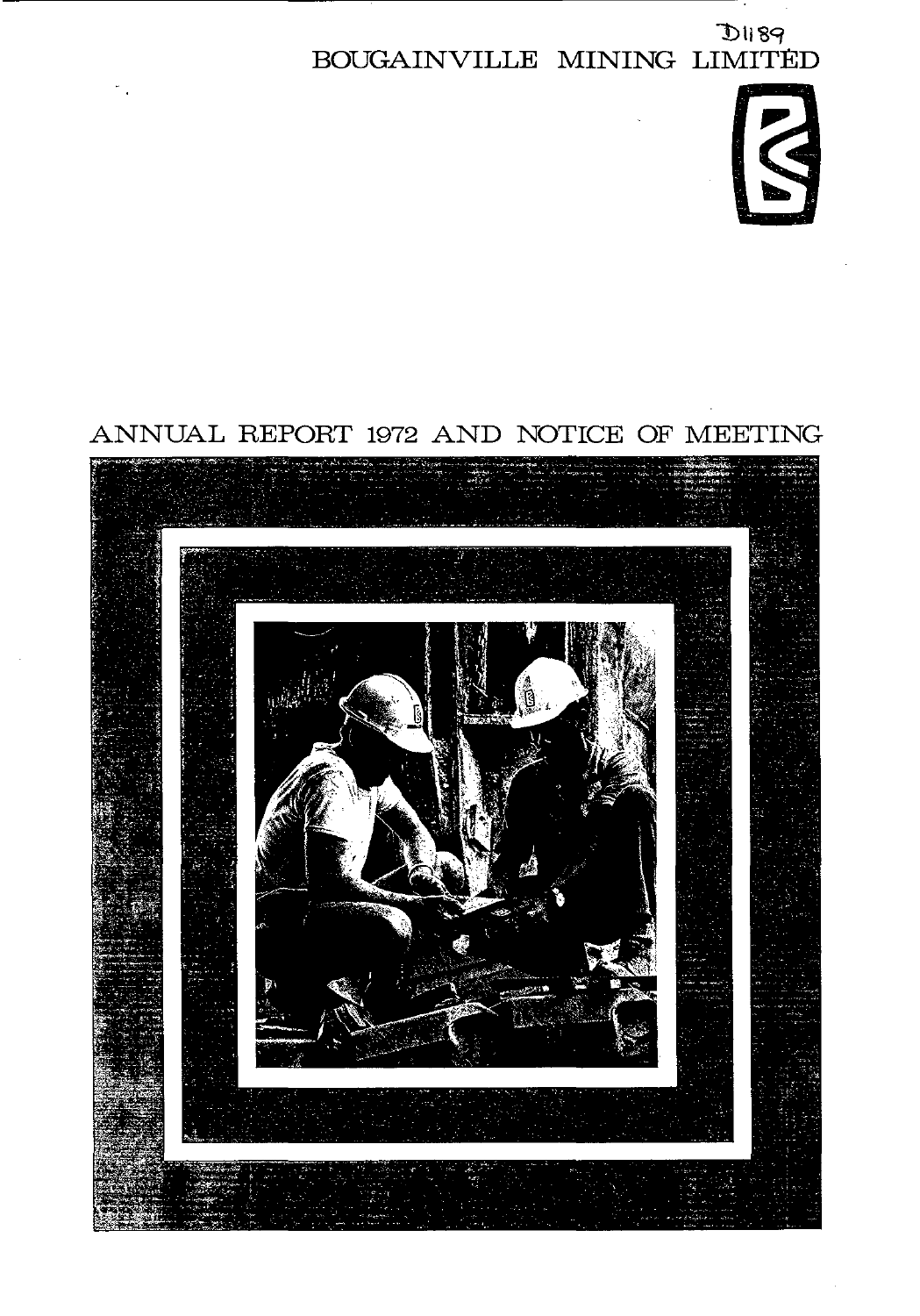D1189

# BOUGAINVILLE MINING LIMITED

## ANNUAL REPORT 1972 AND NOTICE OF MEETING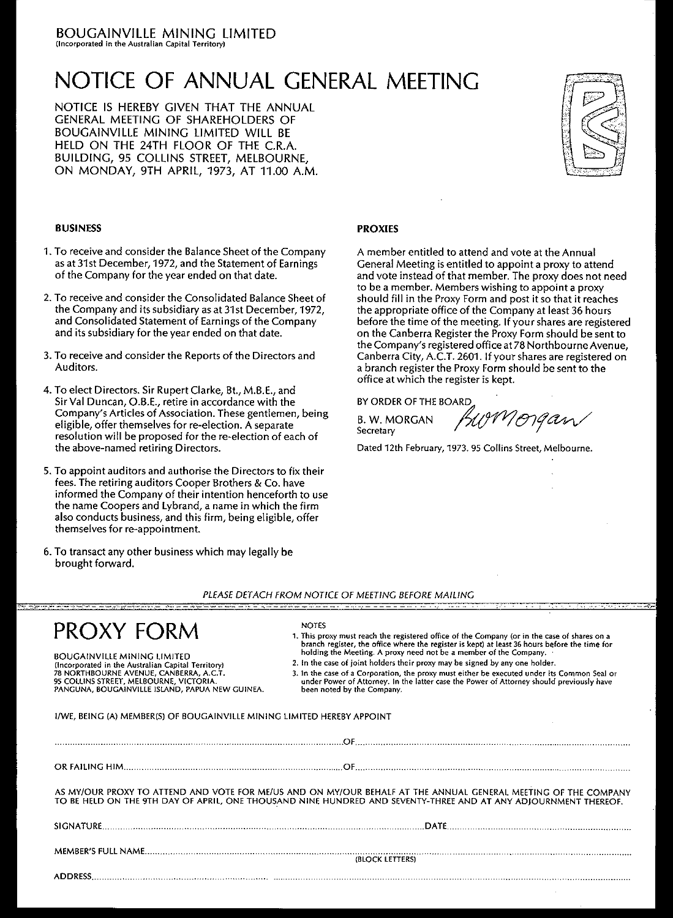BOUGAINVILLE MINING LIMITED
(Incorporated in the Australian Capital Territory)

# NOTICE OF ANNUAL GENERAL MEETING

NOTICE IS HEREBY GIVEN THAT THE ANNUAL GENERAL MEETING OF SHAREHOLDERS OF BOUGAINVILLE MINING LIMITED WILL BE HELD ON THE 24TH FLOOR OF THE C.R.A. BUILDING, 95 COLLINS STREET, MELBOURNE, ON MONDAY, 9TH APRIL, 1973, AT 11.00 A.M.

## BUSINESS

1. To receive and consider the Balance Sheet of the Company as at 31st December, 1972, and the Statement of Earnings of the Company for the year ended on that date.
2. To receive and consider the Consolidated Balance Sheet of the Company and its subsidiary as at 31st December, 1972, and Consolidated Statement of Earnings of the Company and its subsidiary for the year ended on that date.
3. To receive and consider the Reports of the Directors and Auditors.
4. To elect Directors. Sir Rupert Clarke, Bt., M.B.E., and Sir Val Duncan, O.B.E., retire in accordance with the Company's Articles of Association. These gentlemen, being eligible, offer themselves for re-election. A separate resolution will be proposed for the re-election of each of the above-named retiring Directors.
5. To appoint auditors and authorise the Directors to fix their fees. The retiring auditors Cooper Brothers & Co. have informed the Company of their intention henceforth to use the name Coopers and Lybrand, a name in which the firm also conducts business, and this firm, being eligible, offer themselves for re-appointment.
6. To transact any other business which may legally be brought forward.

## PROXIES

A member entitled to attend and vote at the Annual General Meeting is entitled to appoint a proxy to attend and vote instead of that member. The proxy does not need to be a member. Members wishing to appoint a proxy should fill in the Proxy Form and post it so that it reaches the appropriate office of the Company at least 36 hours before the time of the meeting. If your shares are registered on the Canberra Register the Proxy Form should be sent to the Company's registered office at 78 Northbourne Avenue, Canberra City, A.C.T. 2601. If your shares are registered on a branch register the Proxy Form should be sent to the office at which the register is kept.

BY ORDER OF THE BOARD

B. W. MORGAN
Secretary

Dated 12th February, 1973. 95 Collins Street, Melbourne.

*PLEASE DETACH FROM NOTICE OF MEETING BEFORE MAILING*

---

# PROXY FORM

BOUGAINVILLE MINING LIMITED
(Incorporated in the Australian Capital Territory)
78 NORTHBOURNE AVENUE, CANBERRA, A.C.T.
95 COLLINS STREET, MELBOURNE, VICTORIA.
PANGUNA, BOUGAINVILLE ISLAND, PAPUA NEW GUINEA.

NOTES

1. This proxy must reach the registered office of the Company (or in the case of shares on a branch register, the office where the register is kept) at least 36 hours before the time for holding the Meeting. A proxy need not be a member of the Company.
2. In the case of joint holders their proxy may be signed by any one holder.
3. In the case of a Corporation, the proxy must either be executed under its Common Seal or under Power of Attorney. In the latter case the Power of Attorney should previously have been noted by the Company.

I/WE, BEING (A) MEMBER(S) OF BOUGAINVILLE MINING LIMITED HEREBY APPOINT

........................................................................ OF ........................................................................

OR FAILING HIM ........................................................................ OF ........................................................................

AS MY/OUR PROXY TO ATTEND AND VOTE FOR ME/US AND ON MY/OUR BEHALF AT THE ANNUAL GENERAL MEETING OF THE COMPANY TO BE HELD ON THE 9TH DAY OF APRIL, ONE THOUSAND NINE HUNDRED AND SEVENTY-THREE AND AT ANY ADJOURNMENT THEREOF.

SIGNATURE ........................................................................ DATE ........................................................................

MEMBER'S FULL NAME ........................................................................
(BLOCK LETTERS)

ADDRESS ........................................................................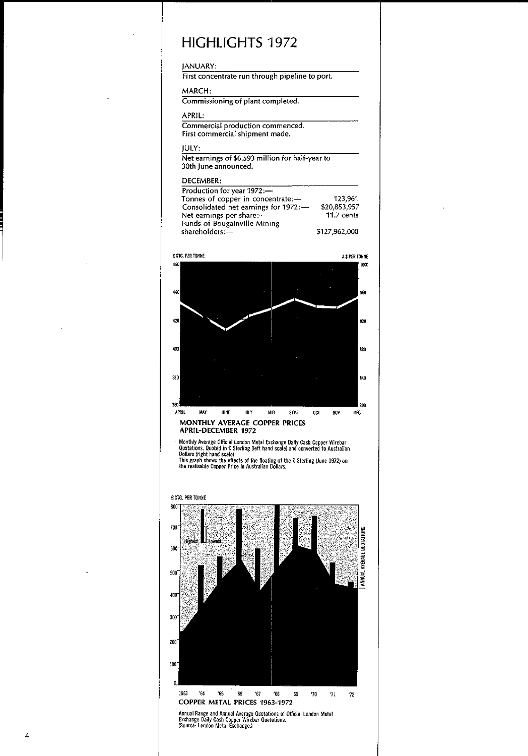# HIGHLIGHTS 1972

### JANUARY:

First concentrate run through pipeline to port.

### MARCH:

Commissioning of plant completed.

### APRIL:

Commercial production commenced.
First commercial shipment made.

### JULY:

Net earnings of $6.593 million for half-year to 30th June announced.

### DECEMBER:

| Production for year 1972:— | |
|---|---|
| Tonnes of copper in concentrate:— | 123,961 |
| Consolidated net earnings for 1972:— | $20,853,957 |
| Net earnings per share:— | 11.7 cents |
| Funds of Bougainville Mining shareholders:— | $127,962,000 |

£ STG. PER TONNE | A $ PER TONNE

**MONTHLY AVERAGE COPPER PRICES APRIL-DECEMBER 1972**

Monthly Average Official London Metal Exchange Daily Cash Copper Wirebar Quotations. Quoted in £ Sterling (left hand scale) and converted to Australian Dollars (right hand scale)
This graph shows the effects of the floating of the £ Sterling (June 1972) on the realisable Copper Price in Australian Dollars.

£ STG. PER TONNE

Highest | Lowest | ANNUAL AVERAGE QUOTATIONS

**COPPER METAL PRICES 1963-1972**

Annual Range and Annual Average Quotations of Official London Metal Exchange Daily Cash Copper Wirebar Quotations.
(Source: London Metal Exchange.)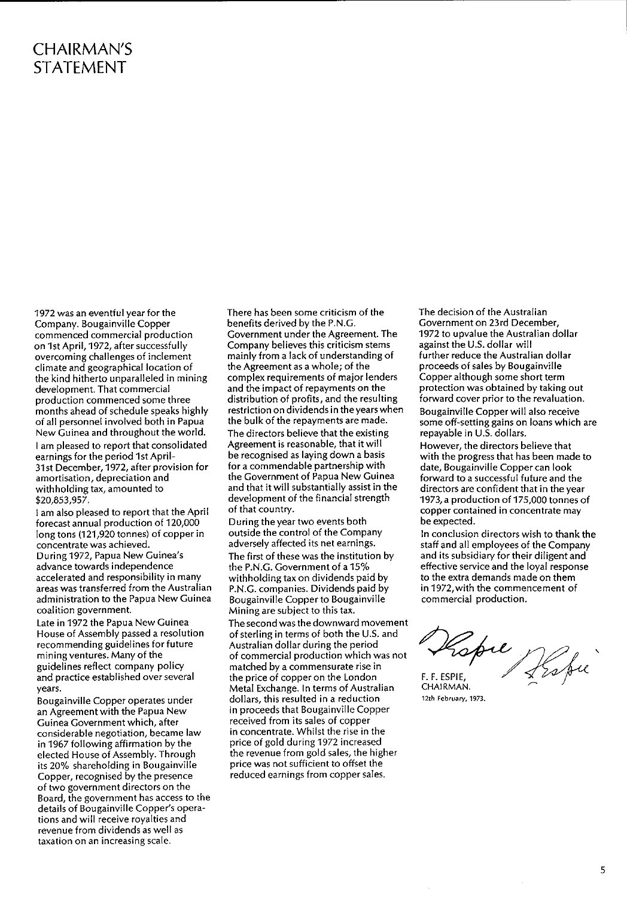# CHAIRMAN'S STATEMENT

1972 was an eventful year for the Company. Bougainville Copper commenced commercial production on 1st April, 1972, after successfully overcoming challenges of inclement climate and geographical location of the kind hitherto unparalleled in mining development. That commercial production commenced some three months ahead of schedule speaks highly of all personnel involved both in Papua New Guinea and throughout the world.

I am pleased to report that consolidated earnings for the period 1st April-31st December, 1972, after provision for amortisation, depreciation and withholding tax, amounted to $20,853,957.

I am also pleased to report that the April forecast annual production of 120,000 long tons (121,920 tonnes) of copper in concentrate was achieved.

During 1972, Papua New Guinea's advance towards independence accelerated and responsibility in many areas was transferred from the Australian administration to the Papua New Guinea coalition government.

Late in 1972 the Papua New Guinea House of Assembly passed a resolution recommending guidelines for future mining ventures. Many of the guidelines reflect company policy and practice established over several years.

Bougainville Copper operates under an Agreement with the Papua New Guinea Government which, after considerable negotiation, became law in 1967 following affirmation by the elected House of Assembly. Through its 20% shareholding in Bougainville Copper, recognised by the presence of two government directors on the Board, the government has access to the details of Bougainville Copper's operations and will receive royalties and revenue from dividends as well as taxation on an increasing scale.

There has been some criticism of the benefits derived by the P.N.G. Government under the Agreement. The Company believes this criticism stems mainly from a lack of understanding of the Agreement as a whole; of the complex requirements of major lenders and the impact of repayments on the distribution of profits, and the resulting restriction on dividends in the years when the bulk of the repayments are made.

The directors believe that the existing Agreement is reasonable, that it will be recognised as laying down a basis for a commendable partnership with the Government of Papua New Guinea and that it will substantially assist in the development of the financial strength of that country.

During the year two events both outside the control of the Company adversely affected its net earnings.

The first of these was the institution by the P.N.G. Government of a 15% withholding tax on dividends paid by P.N.G. companies. Dividends paid by Bougainville Copper to Bougainville Mining are subject to this tax.

The second was the downward movement of sterling in terms of both the U.S. and Australian dollar during the period of commercial production which was not matched by a commensurate rise in the price of copper on the London Metal Exchange. In terms of Australian dollars, this resulted in a reduction in proceeds that Bougainville Copper received from its sales of copper in concentrate. Whilst the rise in the price of gold during 1972 increased the revenue from gold sales, the higher price was not sufficient to offset the reduced earnings from copper sales.

The decision of the Australian Government on 23rd December, 1972 to upvalue the Australian dollar against the U.S. dollar will further reduce the Australian dollar proceeds of sales by Bougainville Copper although some short term protection was obtained by taking out forward cover prior to the revaluation.

Bougainville Copper will also receive some off-setting gains on loans which are repayable in U.S. dollars.

However, the directors believe that with the progress that has been made to date, Bougainville Copper can look forward to a successful future and the directors are confident that in the year 1973, a production of 175,000 tonnes of copper contained in concentrate may be expected.

In conclusion directors wish to thank the staff and all employees of the Company and its subsidiary for their diligent and effective service and the loyal response to the extra demands made on them in 1972, with the commencement of commercial production.

F. F. ESPIE,
CHAIRMAN.

12th February, 1973.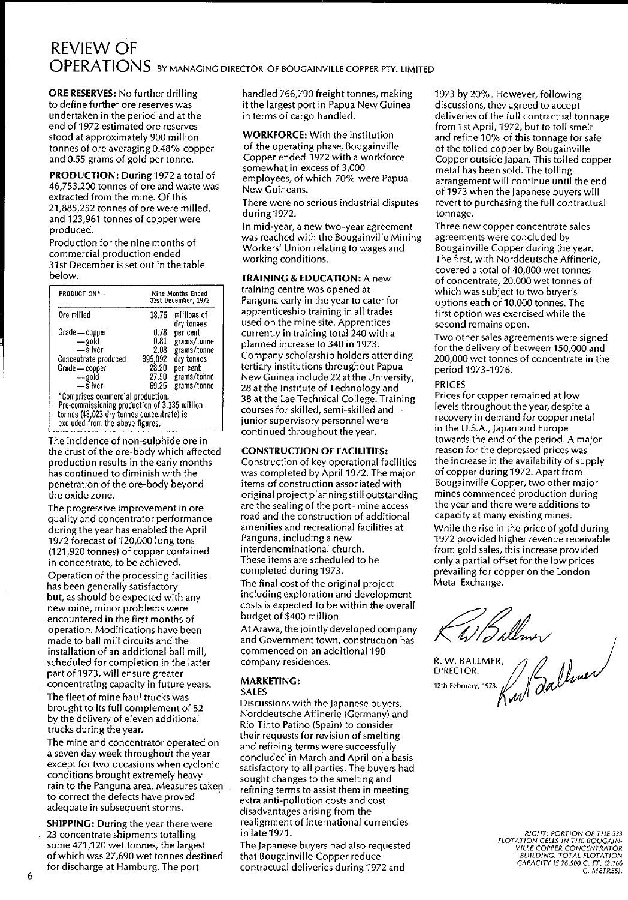# REVIEW OF OPERATIONS BY MANAGING DIRECTOR OF BOUGAINVILLE COPPER PTY. LIMITED

**ORE RESERVES:** No further drilling to define further ore reserves was undertaken in the period and at the end of 1972 estimated ore reserves stood at approximately 900 million tonnes of ore averaging 0.48% copper and 0.55 grams of gold per tonne.

**PRODUCTION:** During 1972 a total of 46,753,200 tonnes of ore and waste was extracted from the mine. Of this 21,885,252 tonnes of ore were milled, and 123,961 tonnes of copper were produced.

Production for the nine months of commercial production ended 31st December is set out in the table below.

| PRODUCTION* | Nine Months Ended 31st December, 1972 | |
|---|---|---|
| Ore milled | 18.75 | millions of dry tonnes |
| Grade — copper | 0.78 | per cent |
| — gold | 0.81 | grams/tonne |
| — silver | 2.08 | grams/tonne |
| Concentrate produced | 395,092 | dry tonnes |
| Grade — copper | 28.20 | per cent |
| — gold | 27.50 | grams/tonne |
| — silver | 69.25 | grams/tonne |

*Comprises commercial production. Pre-commissioning production of 3.135 million tonnes (43,023 dry tonnes concentrate) is excluded from the above figures.

The incidence of non-sulphide ore in the crust of the ore-body which affected production results in the early months has continued to diminish with the penetration of the ore-body beyond the oxide zone.

The progressive improvement in ore quality and concentrator performance during the year has enabled the April 1972 forecast of 120,000 long tons (121,920 tonnes) of copper contained in concentrate, to be achieved.

Operation of the processing facilities has been generally satisfactory but, as should be expected with any new mine, minor problems were encountered in the first months of operation. Modifications have been made to ball mill circuits and the installation of an additional ball mill, scheduled for completion in the latter part of 1973, will ensure greater concentrating capacity in future years.

The fleet of mine haul trucks was brought to its full complement of 52 by the delivery of eleven additional trucks during the year.

The mine and concentrator operated on a seven day week throughout the year except for two occasions when cyclonic conditions brought extremely heavy rain to the Panguna area. Measures taken to correct the defects have proved adequate in subsequent storms.

**SHIPPING:** During the year there were 23 concentrate shipments totalling some 471,120 wet tonnes, the largest of which was 27,690 wet tonnes destined for discharge at Hamburg. The port handled 766,790 freight tonnes, making it the largest port in Papua New Guinea in terms of cargo handled.

**WORKFORCE:** With the institution of the operating phase, Bougainville Copper ended 1972 with a workforce somewhat in excess of 3,000 employees, of which 70% were Papua New Guineans.

There were no serious industrial disputes during 1972.

In mid-year, a new two-year agreement was reached with the Bougainville Mining Workers' Union relating to wages and working conditions.

**TRAINING & EDUCATION:** A new training centre was opened at Panguna early in the year to cater for apprenticeship training in all trades used on the mine site. Apprentices currently in training total 240 with a planned increase to 340 in 1973. Company scholarship holders attending tertiary institutions throughout Papua New Guinea include 22 at the University, 28 at the Institute of Technology and 38 at the Lae Technical College. Training courses for skilled, semi-skilled and junior supervisory personnel were continued throughout the year.

**CONSTRUCTION OF FACILITIES:** Construction of key operational facilities was completed by April 1972. The major items of construction associated with original project planning still outstanding are the sealing of the port-mine access road and the construction of additional amenities and recreational facilities at Panguna, including a new interdenominational church. These items are scheduled to be completed during 1973.

The final cost of the original project including exploration and development costs is expected to be within the overall budget of $400 million.

At Arawa, the jointly developed company and Government town, construction has commenced on an additional 190 company residences.

**MARKETING:**

SALES

Discussions with the Japanese buyers, Norddeutsche Affinerie (Germany) and Rio Tinto Patino (Spain) to consider their requests for revision of smelting and refining terms were successfully concluded in March and April on a basis satisfactory to all parties. The buyers had sought changes to the smelting and refining terms to assist them in meeting extra anti-pollution costs and cost disadvantages arising from the realignment of international currencies in late 1971.

The Japanese buyers had also requested that Bougainville Copper reduce contractual deliveries during 1972 and 1973 by 20%. However, following discussions, they agreed to accept deliveries of the full contractual tonnage from 1st April, 1972, but to toll smelt and refine 10% of this tonnage for sale of the tolled copper by Bougainville Copper outside Japan. This tolled copper metal has been sold. The tolling arrangement will continue until the end of 1973 when the Japanese buyers will revert to purchasing the full contractual tonnage.

Three new copper concentrate sales agreements were concluded by Bougainville Copper during the year. The first, with Norddeutsche Affinerie, covered a total of 40,000 wet tonnes of concentrate, 20,000 wet tonnes of which was subject to two buyer's options each of 10,000 tonnes. The first option was exercised while the second remains open.

Two other sales agreements were signed for the delivery of between 150,000 and 200,000 wet tonnes of concentrate in the period 1973-1976.

PRICES

Prices for copper remained at low levels throughout the year, despite a recovery in demand for copper metal in the U.S.A., Japan and Europe towards the end of the period. A major reason for the depressed prices was the increase in the availability of supply of copper during 1972. Apart from Bougainville Copper, two other major mines commenced production during the year and there were additions to capacity at many existing mines.

While the rise in the price of gold during 1972 provided higher revenue receivable from gold sales, this increase provided only a partial offset for the low prices prevailing for copper on the London Metal Exchange.

R. W. BALLMER,
DIRECTOR.
12th February, 1973.

*RIGHT: PORTION OF THE 333 FLOTATION CELLS IN THE BOUGAINVILLE COPPER CONCENTRATOR BUILDING. TOTAL FLOTATION CAPACITY IS 76,500 C. FT. (2,166 C. METRES).*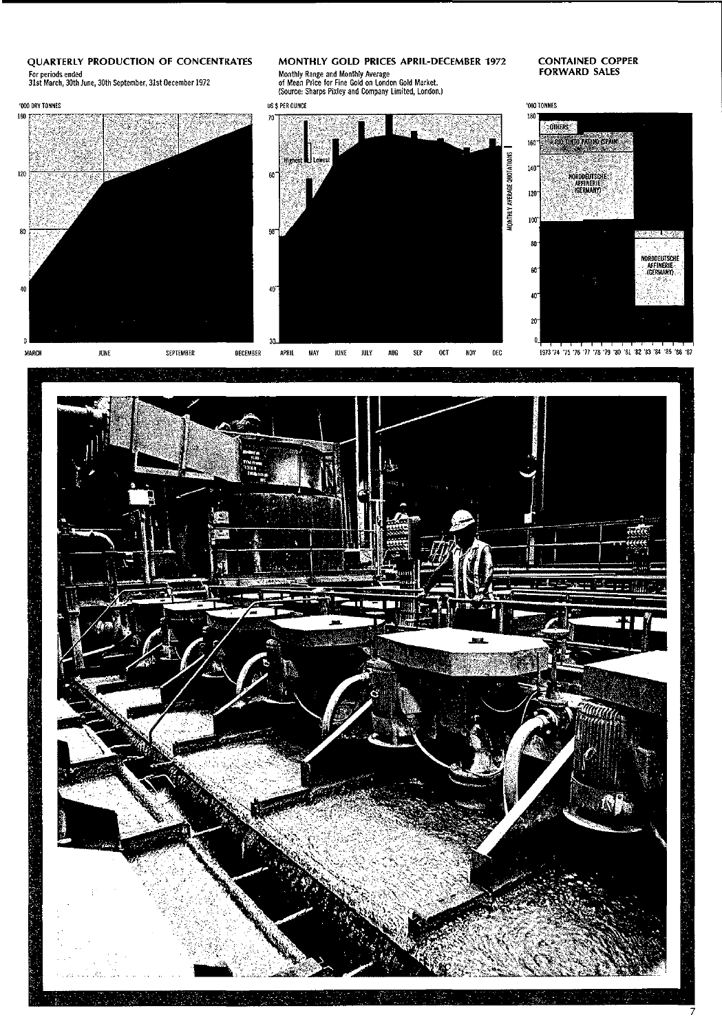## QUARTERLY PRODUCTION OF CONCENTRATES

For periods ended
31st March, 30th June, 30th September, 31st December 1972

'000 DRY TONNES

160

120

80

40

0

MARCH JUNE SEPTEMBER DECEMBER

## MONTHLY GOLD PRICES APRIL-DECEMBER 1972

Monthly Range and Monthly Average
of Mean Price for Fine Gold on London Gold Market.
(Source: Sharps Pixley and Company Limited, London.)

US $ PER OUNCE

70

60

50

40

30

Highest Lowest

MONTHLY AVERAGE QUOTATIONS

APRIL MAY JUNE JULY AUG SEP OCT NOV DEC

## CONTAINED COPPER FORWARD SALES

'000 TONNES

180

160

140

120

100

80

60

40

20

0

OTHERS

RIO TINTO PATINO (SPAIN)

NORDDEUTSCHE AFFINERIE (GERMANY)

NORDDEUTSCHE AFFINERIE (GERMANY)

1973 '74 '75 '76 '77 '78 '79 '80 '81 '82 '83 '84 '85 '86 '87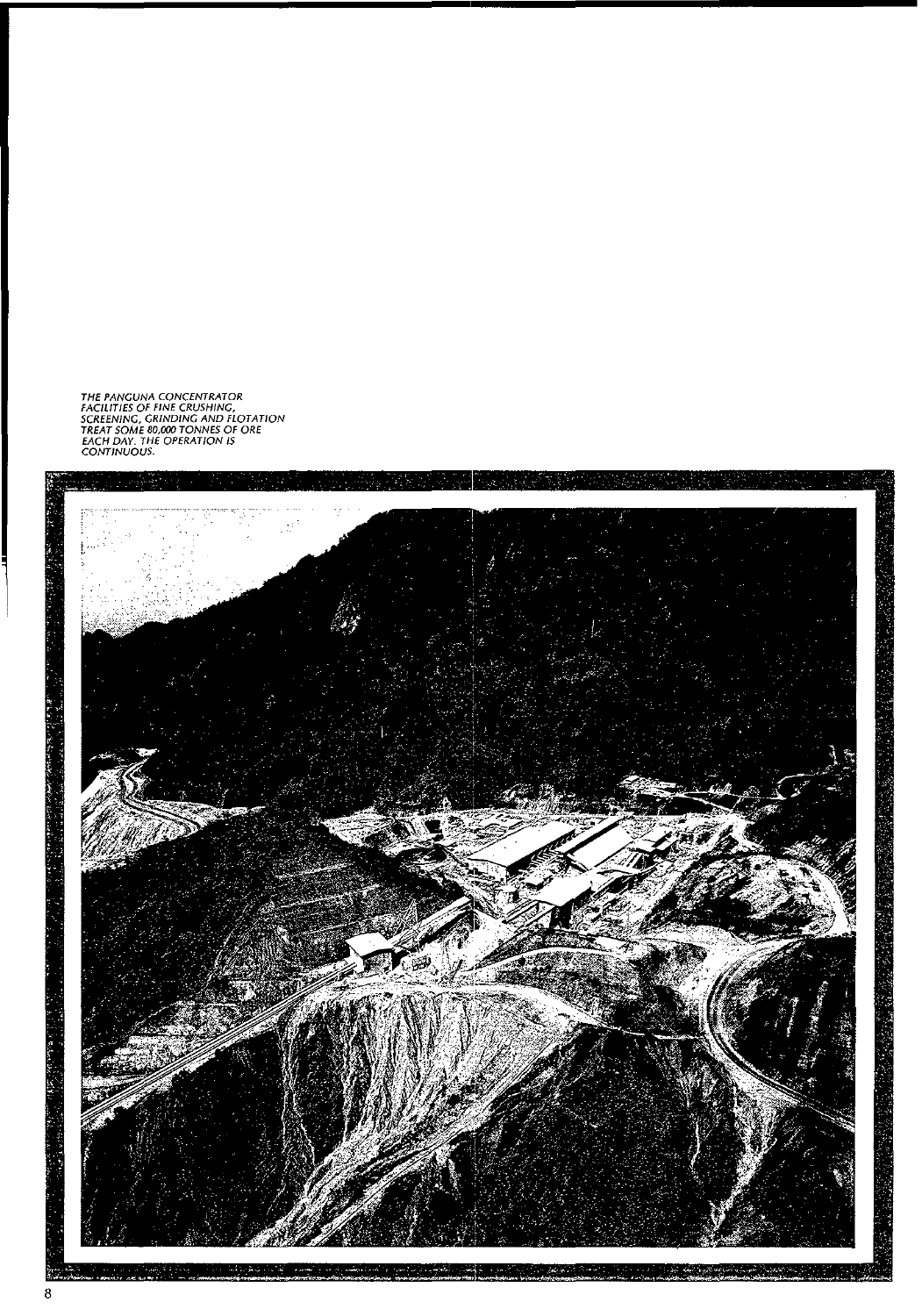*THE PANGUNA CONCENTRATOR FACILITIES OF FINE CRUSHING, SCREENING, GRINDING AND FLOTATION TREAT SOME 80,000 TONNES OF ORE EACH DAY. THE OPERATION IS CONTINUOUS.*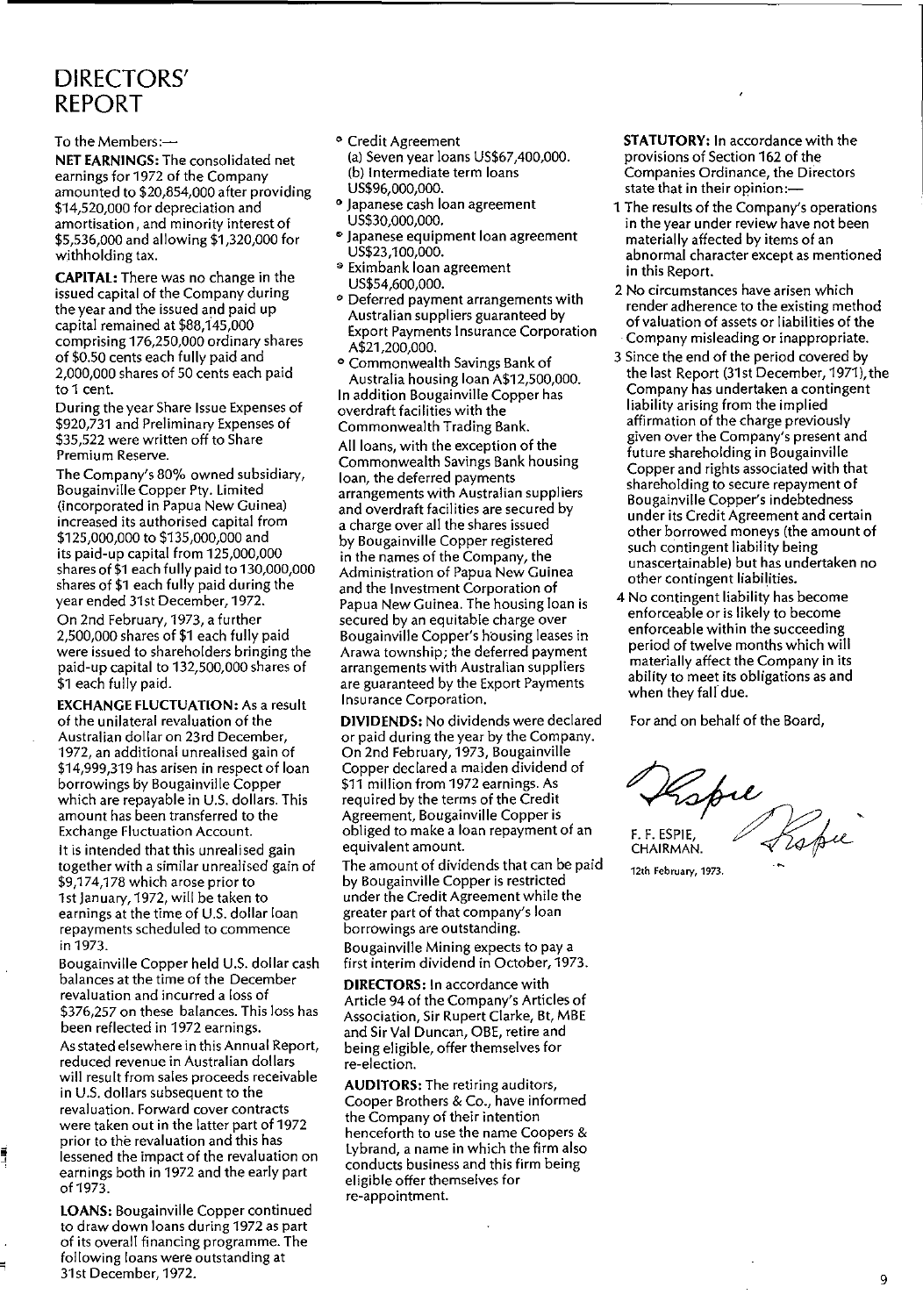# DIRECTORS' REPORT

To the Members:—

**NET EARNINGS:** The consolidated net earnings for 1972 of the Company amounted to $20,854,000 after providing $14,520,000 for depreciation and amortisation, and minority interest of $5,536,000 and allowing $1,320,000 for withholding tax.

**CAPITAL:** There was no change in the issued capital of the Company during the year and the issued and paid up capital remained at $88,145,000 comprising 176,250,000 ordinary shares of $0.50 cents each fully paid and 2,000,000 shares of 50 cents each paid to 1 cent.

During the year Share Issue Expenses of $920,731 and Preliminary Expenses of $35,522 were written off to Share Premium Reserve.

The Company's 80% owned subsidiary, Bougainville Copper Pty. Limited (incorporated in Papua New Guinea) increased its authorised capital from $125,000,000 to $135,000,000 and its paid-up capital from 125,000,000 shares of $1 each fully paid to 130,000,000 shares of $1 each fully paid during the year ended 31st December, 1972.

On 2nd February, 1973, a further 2,500,000 shares of $1 each fully paid were issued to shareholders bringing the paid-up capital to 132,500,000 shares of $1 each fully paid.

**EXCHANGE FLUCTUATION:** As a result of the unilateral revaluation of the Australian dollar on 23rd December, 1972, an additional unrealised gain of $14,999,319 has arisen in respect of loan borrowings by Bougainville Copper which are repayable in U.S. dollars. This amount has been transferred to the Exchange Fluctuation Account.

It is intended that this unrealised gain together with a similar unrealised gain of $9,174,178 which arose prior to 1st January, 1972, will be taken to earnings at the time of U.S. dollar loan repayments scheduled to commence in 1973.

Bougainville Copper held U.S. dollar cash balances at the time of the December revaluation and incurred a loss of $376,257 on these balances. This loss has been reflected in 1972 earnings.

As stated elsewhere in this Annual Report, reduced revenue in Australian dollars will result from sales proceeds receivable in U.S. dollars subsequent to the revaluation. Forward cover contracts were taken out in the latter part of 1972 prior to the revaluation and this has lessened the impact of the revaluation on earnings both in 1972 and the early part of 1973.

**LOANS:** Bougainville Copper continued to draw down loans during 1972 as part of its overall financing programme. The following loans were outstanding at 31st December, 1972.

- Credit Agreement
  (a) Seven year loans US$67,400,000.
  (b) Intermediate term loans US$96,000,000.
- Japanese cash loan agreement US$30,000,000.
- Japanese equipment loan agreement US$23,100,000.
- Eximbank loan agreement US$54,600,000.
- Deferred payment arrangements with Australian suppliers guaranteed by Export Payments Insurance Corporation A$21,200,000.
- Commonwealth Savings Bank of Australia housing loan A$12,500,000.

In addition Bougainville Copper has overdraft facilities with the Commonwealth Trading Bank.

All loans, with the exception of the Commonwealth Savings Bank housing loan, the deferred payments arrangements with Australian suppliers and overdraft facilities are secured by a charge over all the shares issued by Bougainville Copper registered in the names of the Company, the Administration of Papua New Guinea and the Investment Corporation of Papua New Guinea. The housing loan is secured by an equitable charge over Bougainville Copper's housing leases in Arawa township; the deferred payment arrangements with Australian suppliers are guaranteed by the Export Payments Insurance Corporation.

**DIVIDENDS:** No dividends were declared or paid during the year by the Company. On 2nd February, 1973, Bougainville Copper declared a maiden dividend of $11 million from 1972 earnings. As required by the terms of the Credit Agreement, Bougainville Copper is obliged to make a loan repayment of an equivalent amount.

The amount of dividends that can be paid by Bougainville Copper is restricted under the Credit Agreement while the greater part of that company's loan borrowings are outstanding.

Bougainville Mining expects to pay a first interim dividend in October, 1973.

**DIRECTORS:** In accordance with Article 94 of the Company's Articles of Association, Sir Rupert Clarke, Bt, MBE and Sir Val Duncan, OBE, retire and being eligible, offer themselves for re-election.

**AUDITORS:** The retiring auditors, Cooper Brothers & Co., have informed the Company of their intention henceforth to use the name Coopers & Lybrand, a name in which the firm also conducts business and this firm being eligible offer themselves for re-appointment.

**STATUTORY:** In accordance with the provisions of Section 162 of the Companies Ordinance, the Directors state that in their opinion:—

1. The results of the Company's operations in the year under review have not been materially affected by items of an abnormal character except as mentioned in this Report.
2. No circumstances have arisen which render adherence to the existing method of valuation of assets or liabilities of the Company misleading or inappropriate.
3. Since the end of the period covered by the last Report (31st December, 1971), the Company has undertaken a contingent liability arising from the implied affirmation of the charge previously given over the Company's present and future shareholding in Bougainville Copper and rights associated with that shareholding to secure repayment of Bougainville Copper's indebtedness under its Credit Agreement and certain other borrowed moneys (the amount of such contingent liability being unascertainable) but has undertaken no other contingent liabilities.
4. No contingent liability has become enforceable or is likely to become enforceable within the succeeding period of twelve months which will materially affect the Company in its ability to meet its obligations as and when they fall due.

For and on behalf of the Board,

F. F. ESPIE,
CHAIRMAN.

12th February, 1973.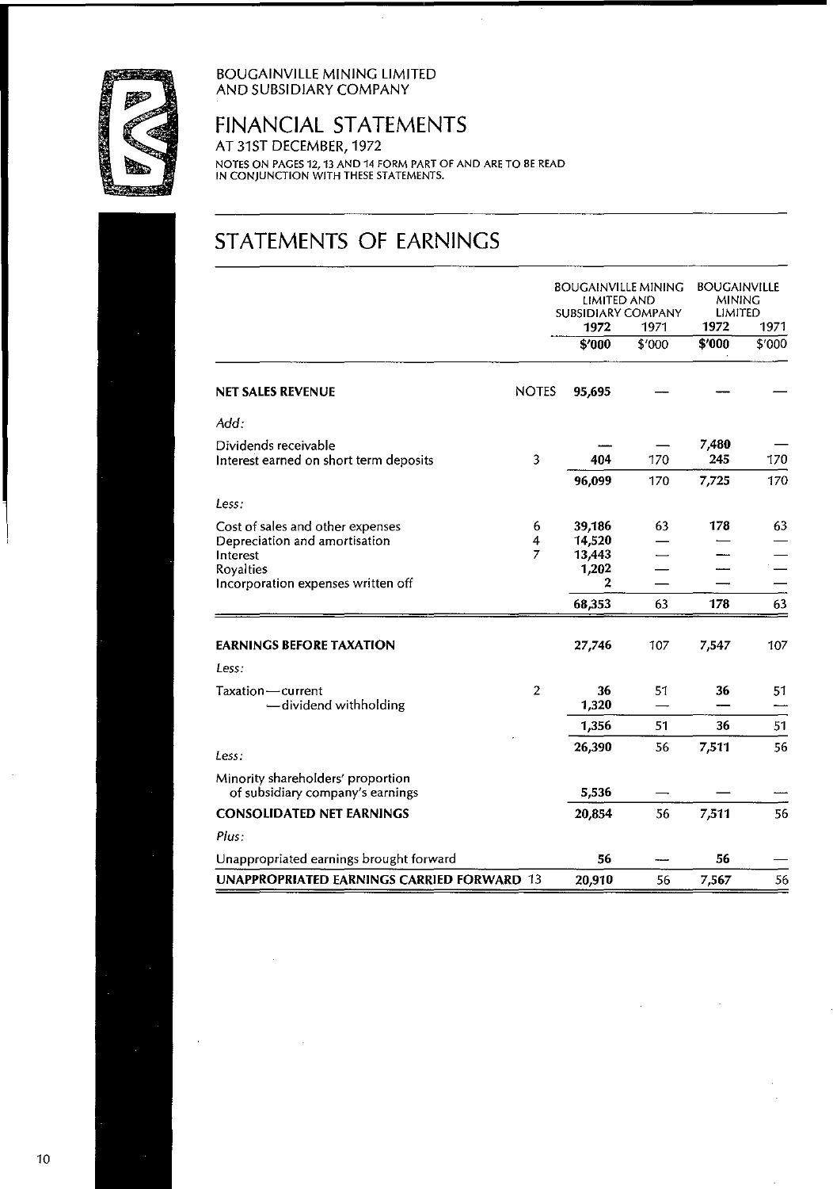BOUGAINVILLE MINING LIMITED AND SUBSIDIARY COMPANY

# FINANCIAL STATEMENTS

AT 31ST DECEMBER, 1972

NOTES ON PAGES 12, 13 AND 14 FORM PART OF AND ARE TO BE READ IN CONJUNCTION WITH THESE STATEMENTS.

## STATEMENTS OF EARNINGS

| | | BOUGAINVILLE MINING LIMITED AND SUBSIDIARY COMPANY | | BOUGAINVILLE MINING LIMITED | |
|---|---|---|---|---|---|
| | | 1972 | 1971 | 1972 | 1971 |
| | | **$'000** | $'000 | **$'000** | $'000 |
| **NET SALES REVENUE** | NOTES | **95,695** | — | — | — |
| *Add:* | | | | | |
| Dividends receivable | | — | — | **7,480** | — |
| Interest earned on short term deposits | 3 | **404** | 170 | **245** | 170 |
| | | **96,099** | 170 | **7,725** | 170 |
| *Less:* | | | | | |
| Cost of sales and other expenses | 6 | **39,186** | 63 | **178** | 63 |
| Depreciation and amortisation | 4 | **14,520** | — | — | — |
| Interest | 7 | **13,443** | — | — | — |
| Royalties | | **1,202** | — | — | — |
| Incorporation expenses written off | | **2** | — | — | — |
| | | **68,353** | 63 | **178** | 63 |
| **EARNINGS BEFORE TAXATION** | | **27,746** | 107 | **7,547** | 107 |
| *Less:* | | | | | |
| Taxation—current | 2 | **36** | 51 | **36** | 51 |
| —dividend withholding | | **1,320** | — | — | — |
| | | **1,356** | 51 | **36** | 51 |
| | | **26,390** | 56 | **7,511** | 56 |
| *Less:* | | | | | |
| Minority shareholders' proportion of subsidiary company's earnings | | **5,536** | — | — | — |
| **CONSOLIDATED NET EARNINGS** | | **20,854** | 56 | **7,511** | 56 |
| *Plus:* | | | | | |
| Unappropriated earnings brought forward | | **56** | — | **56** | — |
| **UNAPPROPRIATED EARNINGS CARRIED FORWARD** | 13 | **20,910** | 56 | **7,567** | 56 |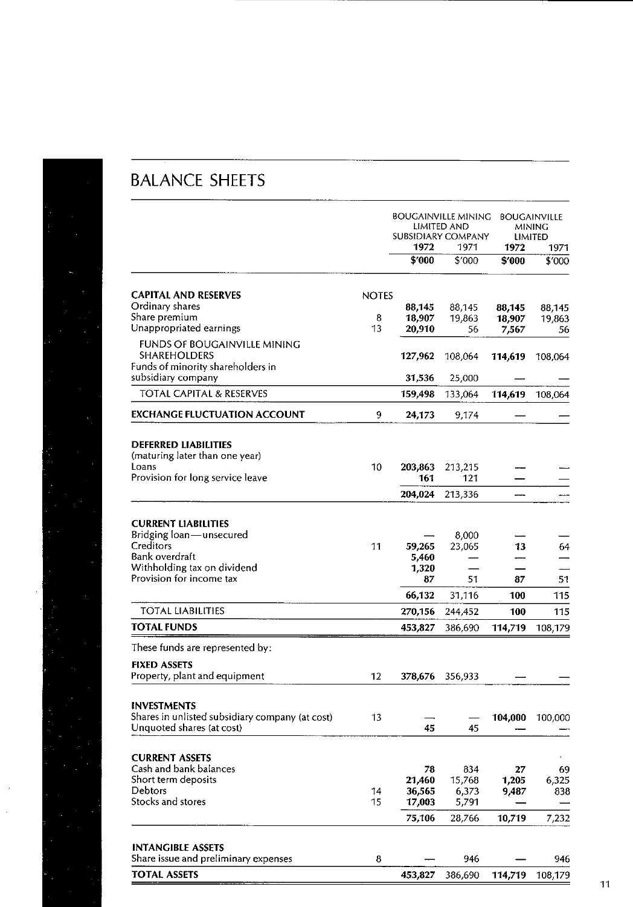# BALANCE SHEETS

| | NOTES | BOUGAINVILLE MINING LIMITED AND SUBSIDIARY COMPANY | | BOUGAINVILLE MINING LIMITED | |
|---|---|---|---|---|---|
| | | **1972** | 1971 | **1972** | 1971 |
| | | **$'000** | $'000 | **$'000** | $'000 |
| **CAPITAL AND RESERVES** | | | | | |
| Ordinary shares | | **88,145** | 88,145 | **88,145** | 88,145 |
| Share premium | 8 | **18,907** | 19,863 | **18,907** | 19,863 |
| Unappropriated earnings | 13 | **20,910** | 56 | **7,567** | 56 |
| FUNDS OF BOUGAINVILLE MINING SHAREHOLDERS | | **127,962** | 108,064 | **114,619** | 108,064 |
| Funds of minority shareholders in subsidiary company | | **31,536** | 25,000 | **—** | — |
| TOTAL CAPITAL & RESERVES | | **159,498** | 133,064 | **114,619** | 108,064 |
| **EXCHANGE FLUCTUATION ACCOUNT** | 9 | **24,173** | 9,174 | **—** | — |
| **DEFERRED LIABILITIES** (maturing later than one year) | | | | | |
| Loans | 10 | **203,863** | 213,215 | **—** | — |
| Provision for long service leave | | **161** | 121 | **—** | — |
| | | **204,024** | 213,336 | **—** | — |
| **CURRENT LIABILITIES** | | | | | |
| Bridging loan—unsecured | | **—** | 8,000 | **—** | — |
| Creditors | 11 | **59,265** | 23,065 | **13** | 64 |
| Bank overdraft | | **5,460** | — | **—** | — |
| Withholding tax on dividend | | **1,320** | — | **—** | — |
| Provision for income tax | | **87** | 51 | **87** | 51 |
| | | **66,132** | 31,116 | **100** | 115 |
| TOTAL LIABILITIES | | **270,156** | 244,452 | **100** | 115 |
| **TOTAL FUNDS** | | **453,827** | 386,690 | **114,719** | 108,179 |
| These funds are represented by: | | | | | |
| **FIXED ASSETS** | | | | | |
| Property, plant and equipment | 12 | **378,676** | 356,933 | **—** | — |
| **INVESTMENTS** | | | | | |
| Shares in unlisted subsidiary company (at cost) | 13 | **—** | — | **104,000** | 100,000 |
| Unquoted shares (at cost) | | **45** | 45 | **—** | — |
| **CURRENT ASSETS** | | | | | |
| Cash and bank balances | | **78** | 834 | **27** | 69 |
| Short term deposits | | **21,460** | 15,768 | **1,205** | 6,325 |
| Debtors | 14 | **36,565** | 6,373 | **9,487** | 838 |
| Stocks and stores | 15 | **17,003** | 5,791 | **—** | — |
| | | **75,106** | 28,766 | **10,719** | 7,232 |
| **INTANGIBLE ASSETS** | | | | | |
| Share issue and preliminary expenses | 8 | **—** | 946 | **—** | 946 |
| **TOTAL ASSETS** | | **453,827** | 386,690 | **114,719** | 108,179 |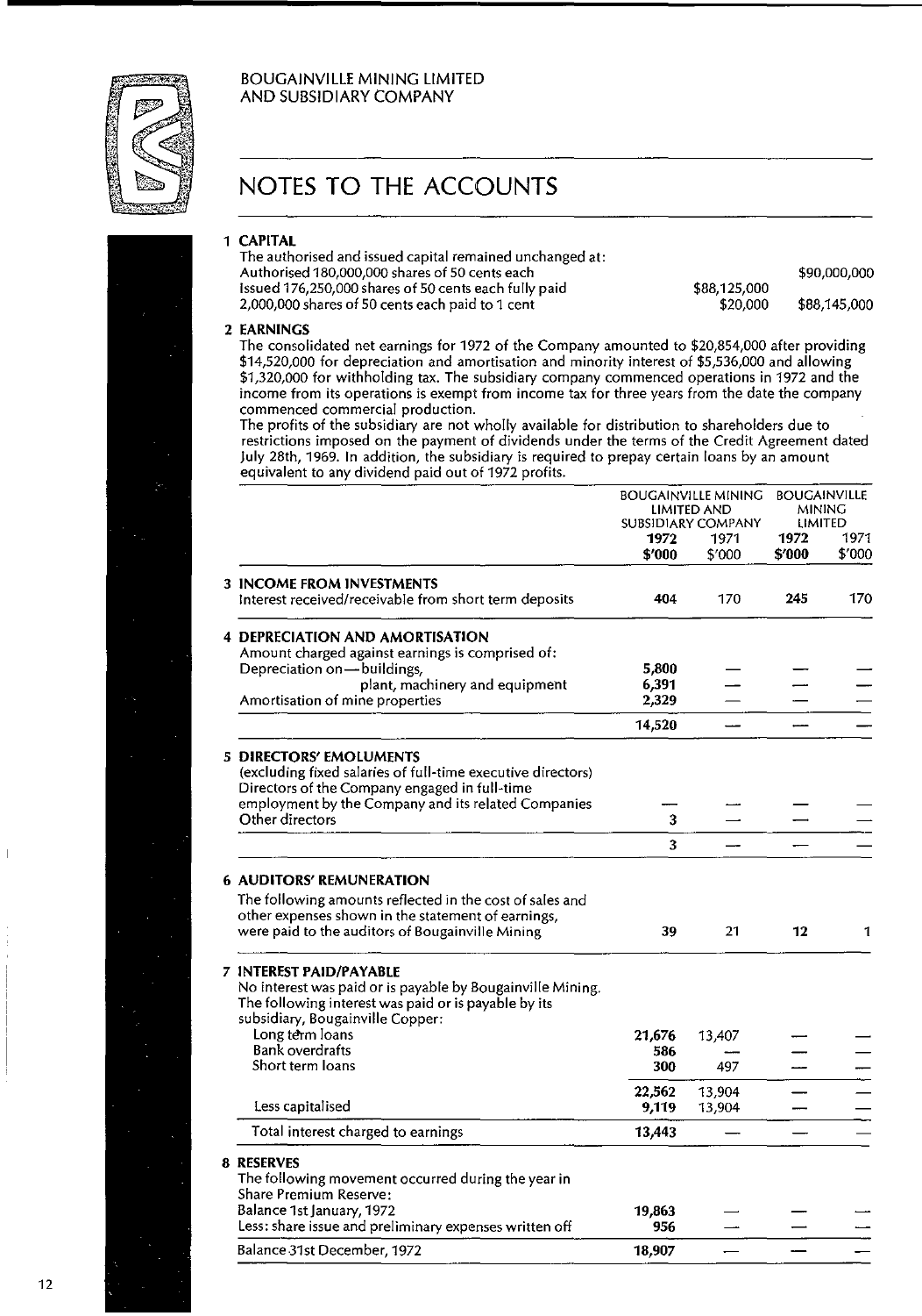BOUGAINVILLE MINING LIMITED
AND SUBSIDIARY COMPANY

# NOTES TO THE ACCOUNTS

## 1 CAPITAL

The authorised and issued capital remained unchanged at:

| | | |
|---|---|---|
| Authorised 180,000,000 shares of 50 cents each | | $90,000,000 |
| Issued 176,250,000 shares of 50 cents each fully paid | $88,125,000 | |
| 2,000,000 shares of 50 cents each paid to 1 cent | $20,000 | $88,145,000 |

## 2 EARNINGS

The consolidated net earnings for 1972 of the Company amounted to $20,854,000 after providing $14,520,000 for depreciation and amortisation and minority interest of $5,536,000 and allowing $1,320,000 for withholding tax. The subsidiary company commenced operations in 1972 and the income from its operations is exempt from income tax for three years from the date the company commenced commercial production.

The profits of the subsidiary are not wholly available for distribution to shareholders due to restrictions imposed on the payment of dividends under the terms of the Credit Agreement dated July 28th, 1969. In addition, the subsidiary is required to prepay certain loans by an amount equivalent to any dividend paid out of 1972 profits.

| | BOUGAINVILLE MINING LIMITED AND SUBSIDIARY COMPANY | | BOUGAINVILLE MINING LIMITED | |
|---|---|---|---|---|
| | **1972 $'000** | 1971 $'000 | **1972 $'000** | 1971 $'000 |
| **3 INCOME FROM INVESTMENTS** | | | | |
| Interest received/receivable from short term deposits | **404** | 170 | **245** | 170 |
| **4 DEPRECIATION AND AMORTISATION** | | | | |
| Amount charged against earnings is comprised of: | | | | |
| Depreciation on—buildings, | **5,800** | — | — | — |
| plant, machinery and equipment | **6,391** | — | — | — |
| Amortisation of mine properties | **2,329** | — | — | — |
| | **14,520** | — | — | — |
| **5 DIRECTORS' EMOLUMENTS** | | | | |
| (excluding fixed salaries of full-time executive directors) | | | | |
| Directors of the Company engaged in full-time employment by the Company and its related Companies | — | — | — | — |
| Other directors | **3** | — | — | — |
| | **3** | — | — | — |
| **6 AUDITORS' REMUNERATION** | | | | |
| The following amounts reflected in the cost of sales and other expenses shown in the statement of earnings, were paid to the auditors of Bougainville Mining | **39** | 21 | **12** | 1 |
| **7 INTEREST PAID/PAYABLE** | | | | |
| No interest was paid or is payable by Bougainville Mining. The following interest was paid or is payable by its subsidiary, Bougainville Copper: | | | | |
| Long term loans | **21,676** | 13,407 | — | — |
| Bank overdrafts | **586** | — | — | — |
| Short term loans | **300** | 497 | — | — |
| | **22,562** | 13,904 | — | — |
| Less capitalised | **9,119** | 13,904 | — | — |
| Total interest charged to earnings | **13,443** | — | — | — |
| **8 RESERVES** | | | | |
| The following movement occurred during the year in Share Premium Reserve: | | | | |
| Balance 1st January, 1972 | **19,863** | — | — | — |
| Less: share issue and preliminary expenses written off | **956** | — | — | — |
| Balance 31st December, 1972 | **18,907** | — | — | — |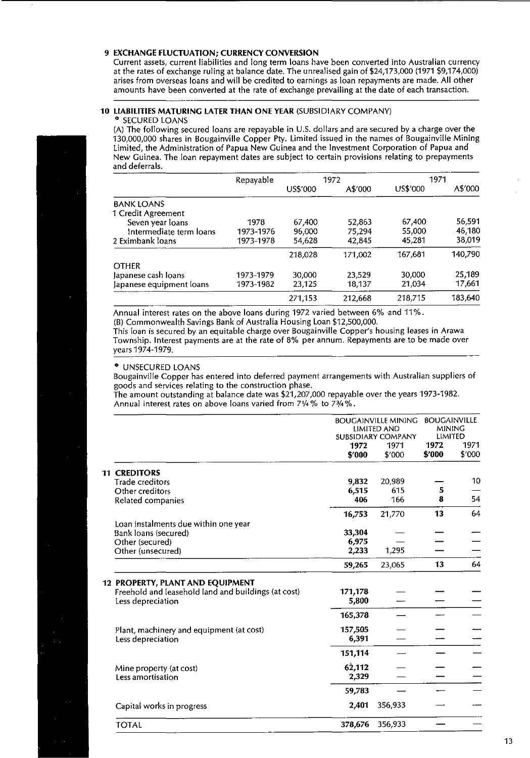## 9 EXCHANGE FLUCTUATION; CURRENCY CONVERSION

Current assets, current liabilities and long term loans have been converted into Australian currency at the rates of exchange ruling at balance date. The unrealised gain of $24,173,000 (1971 $9,174,000) arises from overseas loans and will be credited to earnings as loan repayments are made. All other amounts have been converted at the rate of exchange prevailing at the date of each transaction.

## 10 LIABILITIES MATURING LATER THAN ONE YEAR (SUBSIDIARY COMPANY)

### • SECURED LOANS

(A) The following secured loans are repayable in U.S. dollars and are secured by a charge over the 130,000,000 shares in Bougainville Copper Pty. Limited issued in the names of Bougainville Mining Limited, the Administration of Papua New Guinea and the Investment Corporation of Papua and New Guinea. The loan repayment dates are subject to certain provisions relating to prepayments and deferrals.

| | Repayable | 1972 | | 1971 | |
|---|---|---|---|---|---|
| | | US$'000 | A$'000 | US$'000 | A$'000 |
| BANK LOANS | | | | | |
| 1 Credit Agreement | | | | | |
| Seven year loans | 1978 | 67,400 | 52,863 | 67,400 | 56,591 |
| Intermediate term loans | 1973-1976 | 96,000 | 75,294 | 55,000 | 46,180 |
| 2 Eximbank loans | 1973-1978 | 54,628 | 42,845 | 45,281 | 38,019 |
| | | 218,028 | 171,002 | 167,681 | 140,790 |
| OTHER | | | | | |
| Japanese cash loans | 1973-1979 | 30,000 | 23,529 | 30,000 | 25,189 |
| Japanese equipment loans | 1973-1982 | 23,125 | 18,137 | 21,034 | 17,661 |
| | | 271,153 | 212,668 | 218,715 | 183,640 |

Annual interest rates on the above loans during 1972 varied between 6% and 11%.

(B) Commonwealth Savings Bank of Australia Housing Loan $12,500,000.

This loan is secured by an equitable charge over Bougainville Copper's housing leases in Arawa Township. Interest payments are at the rate of 8% per annum. Repayments are to be made over years 1974-1979.

### • UNSECURED LOANS

Bougainville Copper has entered into deferred payment arrangements with Australian suppliers of goods and services relating to the construction phase.

The amount outstanding at balance date was $21,207,000 repayable over the years 1973-1982. Annual interest rates on above loans varied from 7¼% to 7¾%.

| | BOUGAINVILLE MINING LIMITED AND SUBSIDIARY COMPANY | | BOUGAINVILLE MINING LIMITED | |
|---|---|---|---|---|
| | **1972 $'000** | 1971 $'000 | **1972 $'000** | 1971 $'000 |
| **11 CREDITORS** | | | | |
| Trade creditors | **9,832** | 20,989 | **—** | 10 |
| Other creditors | **6,515** | 615 | **5** | — |
| Related companies | **406** | 166 | **8** | 54 |
| | **16,753** | 21,770 | **13** | 64 |
| Loan instalments due within one year | | | | |
| Bank loans (secured) | **33,304** | — | **—** | — |
| Other (secured) | **6,975** | — | **—** | — |
| Other (unsecured) | **2,233** | 1,295 | **—** | — |
| | **59,265** | 23,065 | **13** | 64 |
| **12 PROPERTY, PLANT AND EQUIPMENT** | | | | |
| Freehold and leasehold land and buildings (at cost) | **171,178** | — | **—** | — |
| Less depreciation | **5,800** | — | **—** | — |
| | **165,378** | — | **—** | — |
| Plant, machinery and equipment (at cost) | **157,505** | — | **—** | — |
| Less depreciation | **6,391** | — | **—** | — |
| | **151,114** | — | **—** | — |
| Mine property (at cost) | **62,112** | — | **—** | — |
| Less amortisation | **2,329** | — | **—** | — |
| | **59,783** | — | **—** | — |
| Capital works in progress | **2,401** | 356,933 | **—** | — |
| TOTAL | **378,676** | 356,933 | **—** | — |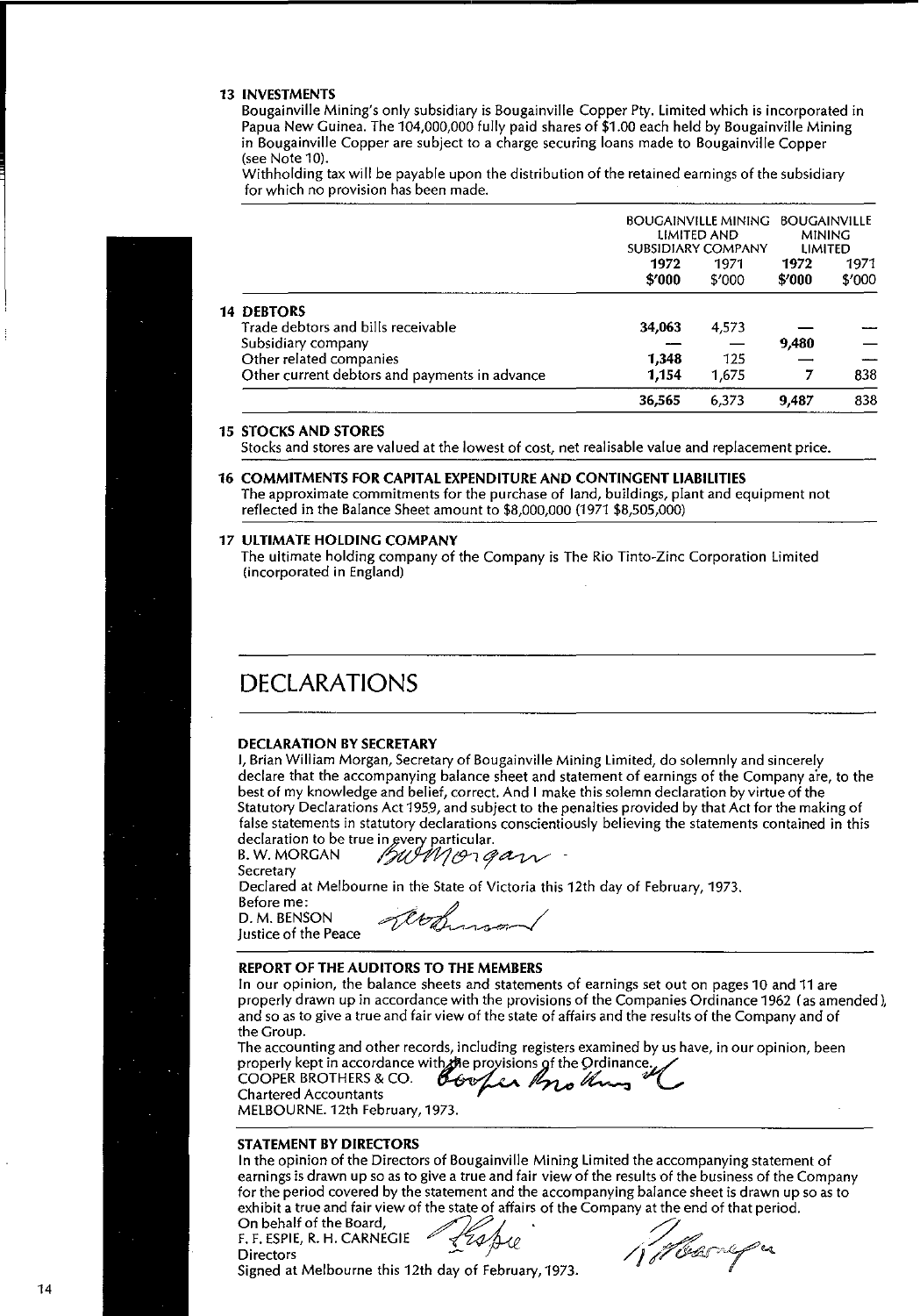**13 INVESTMENTS**

Bougainville Mining's only subsidiary is Bougainville Copper Pty. Limited which is incorporated in Papua New Guinea. The 104,000,000 fully paid shares of $1.00 each held by Bougainville Mining in Bougainville Copper are subject to a charge securing loans made to Bougainville Copper (see Note 10).

Withholding tax will be payable upon the distribution of the retained earnings of the subsidiary for which no provision has been made.

| | BOUGAINVILLE MINING LIMITED AND SUBSIDIARY COMPANY | | BOUGAINVILLE MINING LIMITED | |
|---|---|---|---|---|
| | **1972 $'000** | 1971 $'000 | **1972 $'000** | 1971 $'000 |
| **14 DEBTORS** | | | | |
| Trade debtors and bills receivable | **34,063** | 4,573 | **—** | — |
| Subsidiary company | **—** | — | **9,480** | — |
| Other related companies | **1,348** | 125 | **—** | — |
| Other current debtors and payments in advance | **1,154** | 1,675 | **7** | 838 |
| | **36,565** | 6,373 | **9,487** | 838 |

**15 STOCKS AND STORES**

Stocks and stores are valued at the lowest of cost, net realisable value and replacement price.

**16 COMMITMENTS FOR CAPITAL EXPENDITURE AND CONTINGENT LIABILITIES**

The approximate commitments for the purchase of land, buildings, plant and equipment not reflected in the Balance Sheet amount to $8,000,000 (1971 $8,505,000)

**17 ULTIMATE HOLDING COMPANY**

The ultimate holding company of the Company is The Rio Tinto-Zinc Corporation Limited (incorporated in England)

# DECLARATIONS

### DECLARATION BY SECRETARY

I, Brian William Morgan, Secretary of Bougainville Mining Limited, do solemnly and sincerely declare that the accompanying balance sheet and statement of earnings of the Company are, to the best of my knowledge and belief, correct. And I make this solemn declaration by virtue of the Statutory Declarations Act 1959, and subject to the penalties provided by that Act for the making of false statements in statutory declarations conscientiously believing the statements contained in this declaration to be true in every particular.

B. W. MORGAN *BWMorgan*
Secretary

Declared at Melbourne in the State of Victoria this 12th day of February, 1973.

Before me:
D. M. BENSON
Justice of the Peace

### REPORT OF THE AUDITORS TO THE MEMBERS

In our opinion, the balance sheets and statements of earnings set out on pages 10 and 11 are properly drawn up in accordance with the provisions of the Companies Ordinance 1962 (as amended), and so as to give a true and fair view of the state of affairs and the results of the Company and of the Group.

The accounting and other records, including registers examined by us have, in our opinion, been properly kept in accordance with the provisions of the Ordinance.

COOPER BROTHERS & CO. *Cooper Brothers & Co*
Chartered Accountants
MELBOURNE. 12th February, 1973.

### STATEMENT BY DIRECTORS

In the opinion of the Directors of Bougainville Mining Limited the accompanying statement of earnings is drawn up so as to give a true and fair view of the results of the business of the Company for the period covered by the statement and the accompanying balance sheet is drawn up so as to exhibit a true and fair view of the state of affairs of the Company at the end of that period.

On behalf of the Board,
F. F. ESPIE, R. H. CARNEGIE
Directors

Signed at Melbourne this 12th day of February, 1973.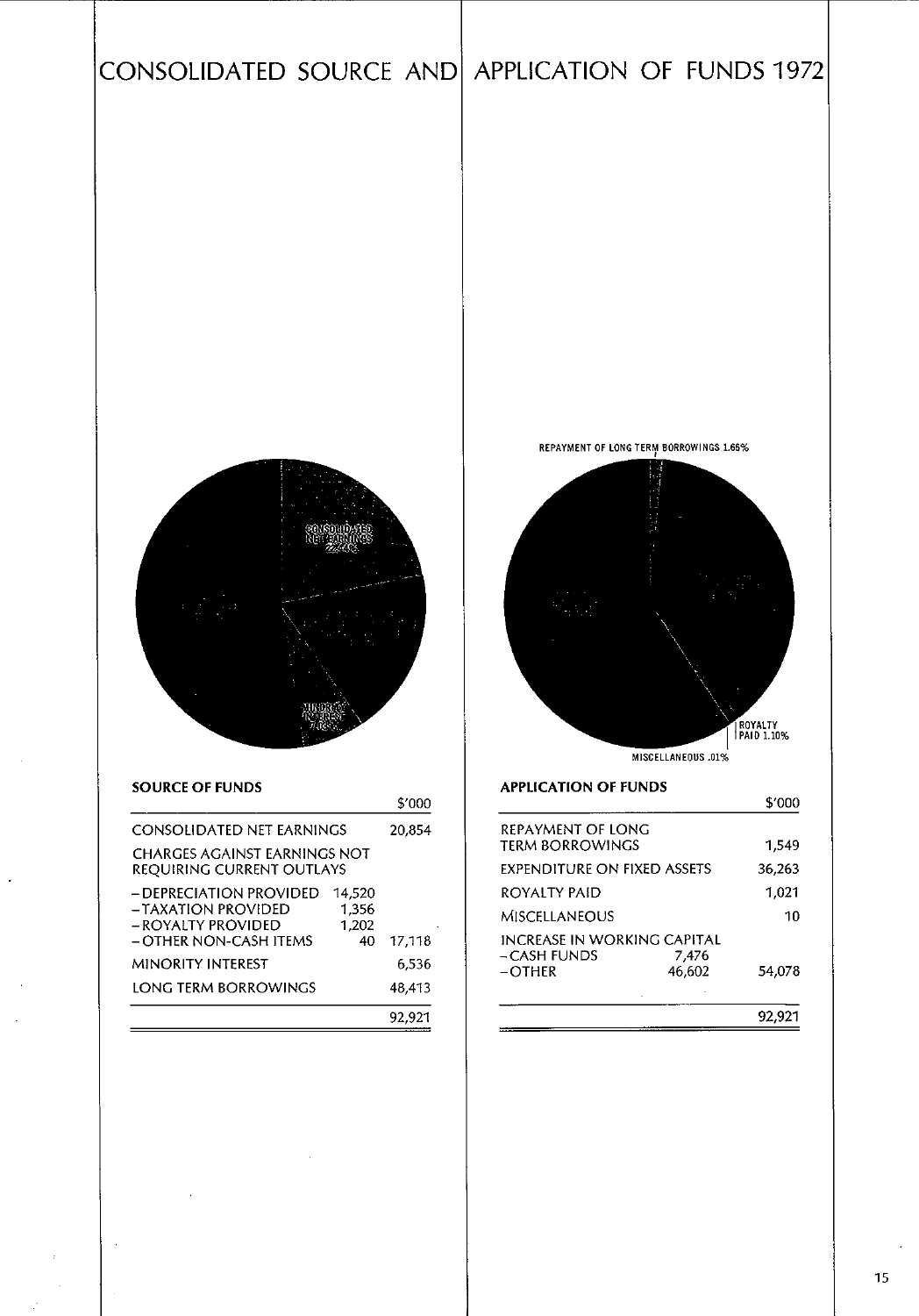# CONSOLIDATED SOURCE AND APPLICATION OF FUNDS 1972

CONSOLIDATED NET EARNINGS 22.4%

MINORITY INTEREST 7.03%

REPAYMENT OF LONG TERM BORROWINGS 1.65%

ROYALTY PAID 1.10%

MISCELLANEOUS .01%

## SOURCE OF FUNDS

| | | $'000 |
|---|---|---|
| CONSOLIDATED NET EARNINGS | | 20,854 |
| CHARGES AGAINST EARNINGS NOT REQUIRING CURRENT OUTLAYS | | |
| – DEPRECIATION PROVIDED | 14,520 | |
| – TAXATION PROVIDED | 1,356 | |
| – ROYALTY PROVIDED | 1,202 | |
| – OTHER NON-CASH ITEMS | 40 | 17,118 |
| MINORITY INTEREST | | 6,536 |
| LONG TERM BORROWINGS | | 48,413 |
| | | 92,921 |

## APPLICATION OF FUNDS

| | | $'000 |
|---|---|---|
| REPAYMENT OF LONG TERM BORROWINGS | | 1,549 |
| EXPENDITURE ON FIXED ASSETS | | 36,263 |
| ROYALTY PAID | | 1,021 |
| MISCELLANEOUS | | 10 |
| INCREASE IN WORKING CAPITAL | | |
| – CASH FUNDS | 7,476 | |
| – OTHER | 46,602 | 54,078 |
| | | 92,921 |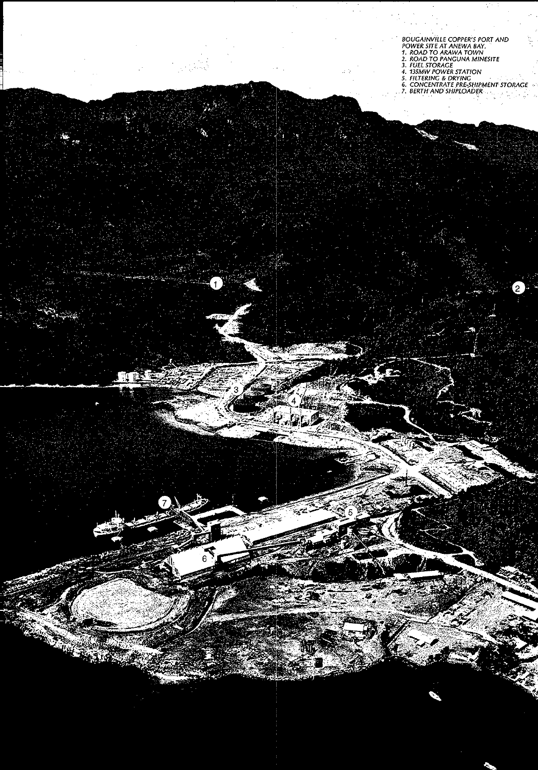BOUGAINVILLE COPPER'S PORT AND POWER SITE AT ANEWA BAY.

1. ROAD TO ARAWA TOWN
2. ROAD TO PANGUNA MINESITE
3. FUEL STORAGE
4. 135MW POWER STATION
5. FILTERING & DRYING
6. CONCENTRATE PRE-SHIPMENT STORAGE
7. BERTH AND SHIPLOADER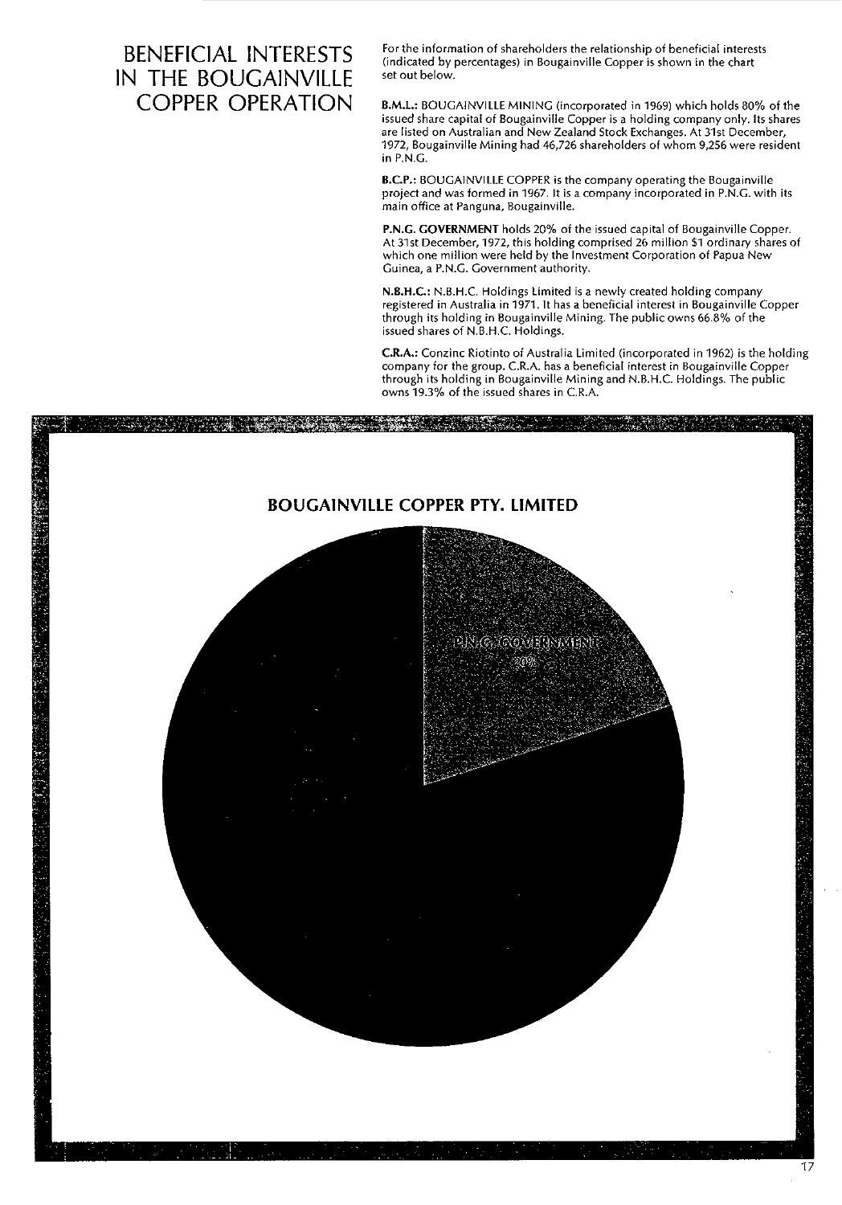# BENEFICIAL INTERESTS IN THE BOUGAINVILLE COPPER OPERATION

For the information of shareholders the relationship of beneficial interests (indicated by percentages) in Bougainville Copper is shown in the chart set out below.

**B.M.L.:** BOUGAINVILLE MINING (incorporated in 1969) which holds 80% of the issued share capital of Bougainville Copper is a holding company only. Its shares are listed on Australian and New Zealand Stock Exchanges. At 31st December, 1972, Bougainville Mining had 46,726 shareholders of whom 9,256 were resident in P.N.G.

**B.C.P.:** BOUGAINVILLE COPPER is the company operating the Bougainville project and was formed in 1967. It is a company incorporated in P.N.G. with its main office at Panguna, Bougainville.

**P.N.G. GOVERNMENT** holds 20% of the issued capital of Bougainville Copper. At 31st December, 1972, this holding comprised 26 million $1 ordinary shares of which one million were held by the Investment Corporation of Papua New Guinea, a P.N.G. Government authority.

**N.B.H.C.:** N.B.H.C. Holdings Limited is a newly created holding company registered in Australia in 1971. It has a beneficial interest in Bougainville Copper through its holding in Bougainville Mining. The public owns 66.8% of the issued shares of N.B.H.C. Holdings.

**C.R.A.:** Conzinc Riotinto of Australia Limited (incorporated in 1962) is the holding company for the group. C.R.A. has a beneficial interest in Bougainville Copper through its holding in Bougainville Mining and N.B.H.C. Holdings. The public owns 19.3% of the issued shares in C.R.A.

**BOUGAINVILLE COPPER PTY. LIMITED**

P.N.G. GOVERNMENT 20%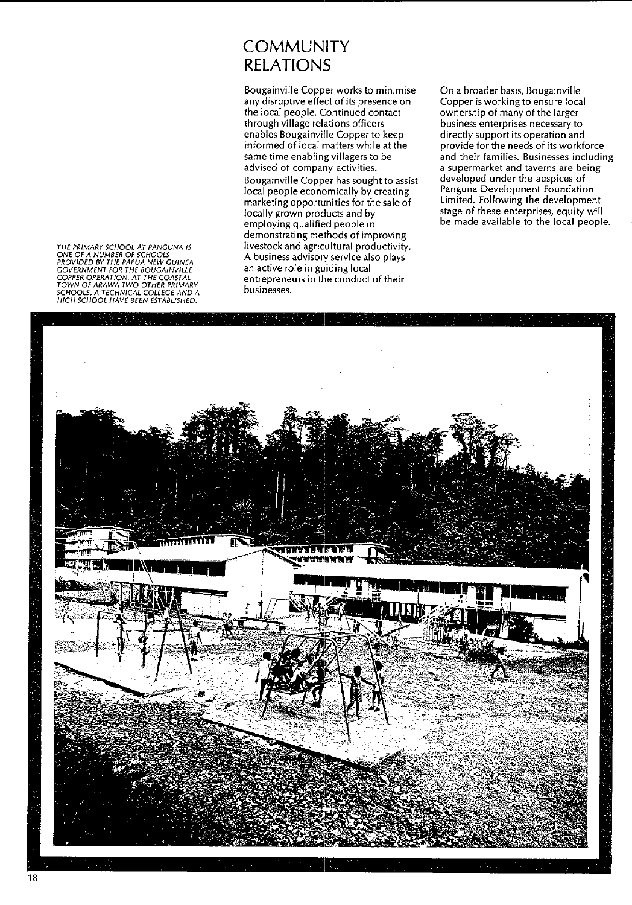# COMMUNITY RELATIONS

Bougainville Copper works to minimise any disruptive effect of its presence on the local people. Continued contact through village relations officers enables Bougainville Copper to keep informed of local matters while at the same time enabling villagers to be advised of company activities.

Bougainville Copper has sought to assist local people economically by creating marketing opportunities for the sale of locally grown products and by employing qualified people in demonstrating methods of improving livestock and agricultural productivity. A business advisory service also plays an active role in guiding local entrepreneurs in the conduct of their businesses.

On a broader basis, Bougainville Copper is working to ensure local ownership of many of the larger business enterprises necessary to directly support its operation and provide for the needs of its workforce and their families. Businesses including a supermarket and taverns are being developed under the auspices of Panguna Development Foundation Limited. Following the development stage of these enterprises, equity will be made available to the local people.

*THE PRIMARY SCHOOL AT PANGUNA IS ONE OF A NUMBER OF SCHOOLS PROVIDED BY THE PAPUA NEW GUINEA GOVERNMENT FOR THE BOUGAINVILLE COPPER OPERATION. AT THE COASTAL TOWN OF ARAWA TWO OTHER PRIMARY SCHOOLS, A TECHNICAL COLLEGE AND A HIGH SCHOOL HAVE BEEN ESTABLISHED.*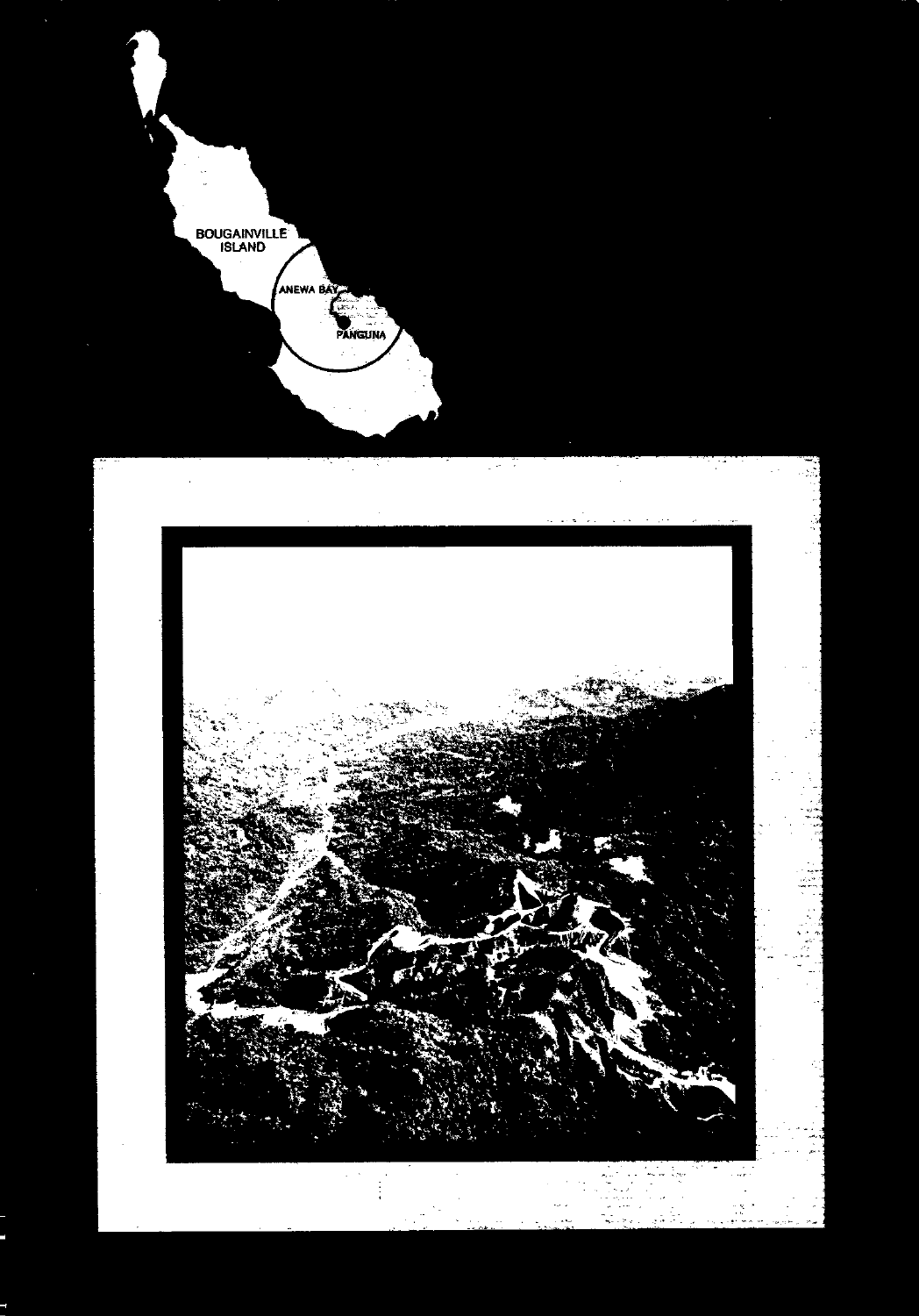BOUGAINVILLE ISLAND

ANEWA BAY

PANGUNA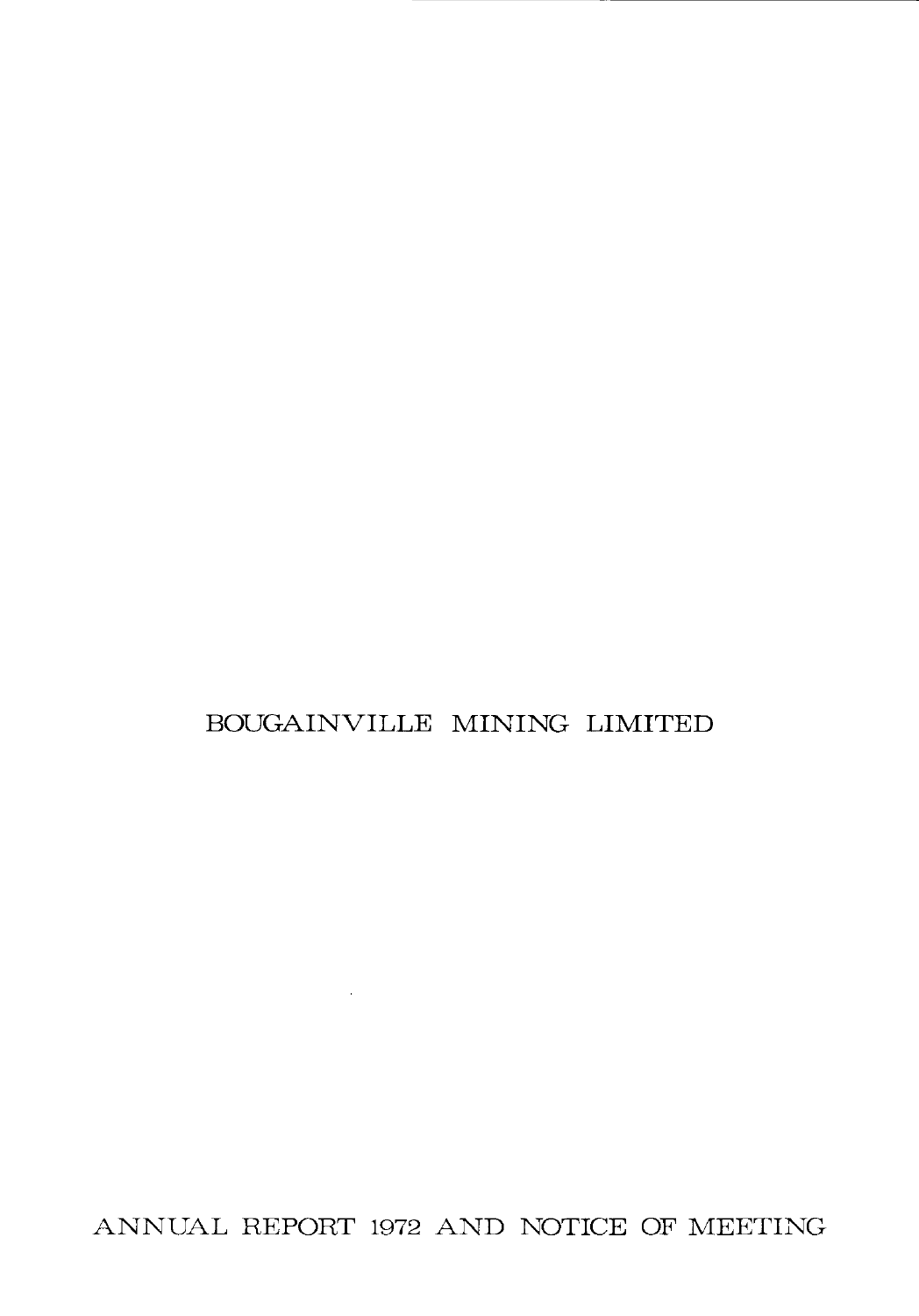BOUGAINVILLE MINING LIMITED

ANNUAL REPORT 1972 AND NOTICE OF MEETING